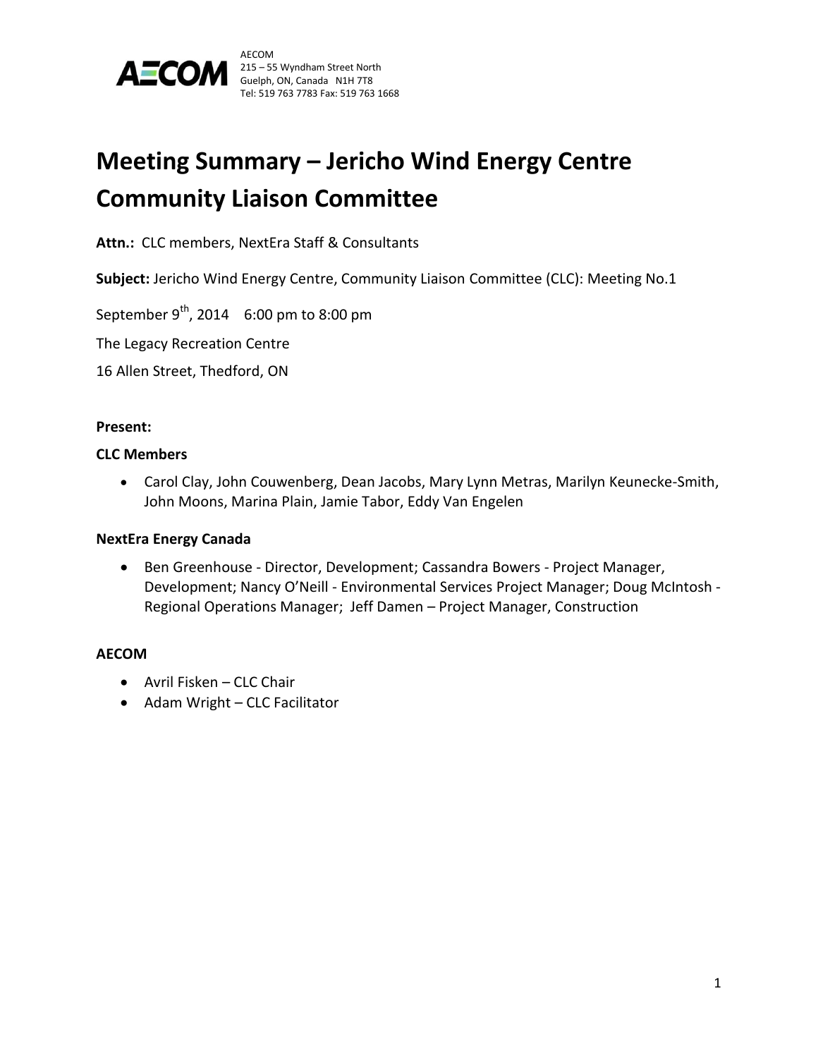AECOM
215 – 55 Wyndham Street North
Guelph, ON, Canada N1H 7T8
Tel: 519 763 7783 Fax: 519 763 1668

# Meeting Summary – Jericho Wind Energy Centre Community Liaison Committee

**Attn.:** CLC members, NextEra Staff & Consultants

**Subject:** Jericho Wind Energy Centre, Community Liaison Committee (CLC): Meeting No.1

September 9th, 2014 6:00 pm to 8:00 pm

The Legacy Recreation Centre

16 Allen Street, Thedford, ON

**Present:**

**CLC Members**

- Carol Clay, John Couwenberg, Dean Jacobs, Mary Lynn Metras, Marilyn Keunecke-Smith, John Moons, Marina Plain, Jamie Tabor, Eddy Van Engelen

**NextEra Energy Canada**

- Ben Greenhouse - Director, Development; Cassandra Bowers - Project Manager, Development; Nancy O'Neill - Environmental Services Project Manager; Doug McIntosh - Regional Operations Manager; Jeff Damen – Project Manager, Construction

**AECOM**

- Avril Fisken – CLC Chair
- Adam Wright – CLC Facilitator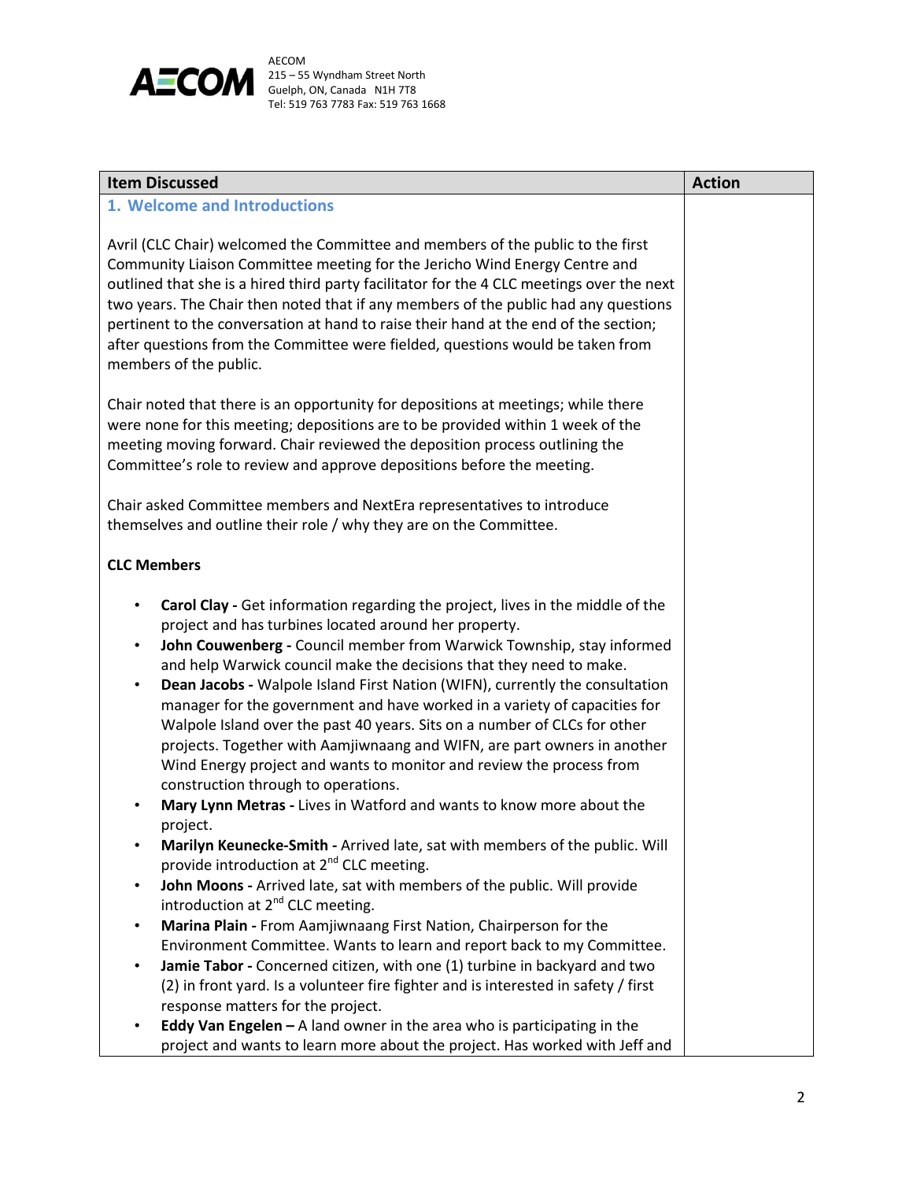| Item Discussed | Action |
|---|---|
| **1. Welcome and Introductions**<br><br>Avril (CLC Chair) welcomed the Committee and members of the public to the first Community Liaison Committee meeting for the Jericho Wind Energy Centre and outlined that she is a hired third party facilitator for the 4 CLC meetings over the next two years. The Chair then noted that if any members of the public had any questions pertinent to the conversation at hand to raise their hand at the end of the section; after questions from the Committee were fielded, questions would be taken from members of the public.<br><br>Chair noted that there is an opportunity for depositions at meetings; while there were none for this meeting; depositions are to be provided within 1 week of the meeting moving forward. Chair reviewed the deposition process outlining the Committee's role to review and approve depositions before the meeting.<br><br>Chair asked Committee members and NextEra representatives to introduce themselves and outline their role / why they are on the Committee.<br><br>**CLC Members**<br><br>• **Carol Clay -** Get information regarding the project, lives in the middle of the project and has turbines located around her property.<br>• **John Couwenberg -** Council member from Warwick Township, stay informed and help Warwick council make the decisions that they need to make.<br>• **Dean Jacobs -** Walpole Island First Nation (WIFN), currently the consultation manager for the government and have worked in a variety of capacities for Walpole Island over the past 40 years. Sits on a number of CLCs for other projects. Together with Aamjiwnaang and WIFN, are part owners in another Wind Energy project and wants to monitor and review the process from construction through to operations.<br>• **Mary Lynn Metras -** Lives in Watford and wants to know more about the project.<br>• **Marilyn Keunecke-Smith -** Arrived late, sat with members of the public. Will provide introduction at 2nd CLC meeting.<br>• **John Moons -** Arrived late, sat with members of the public. Will provide introduction at 2nd CLC meeting.<br>• **Marina Plain -** From Aamjiwnaang First Nation, Chairperson for the Environment Committee. Wants to learn and report back to my Committee.<br>• **Jamie Tabor -** Concerned citizen, with one (1) turbine in backyard and two (2) in front yard. Is a volunteer fire fighter and is interested in safety / first response matters for the project.<br>• **Eddy Van Engelen –** A land owner in the area who is participating in the project and wants to learn more about the project. Has worked with Jeff and | |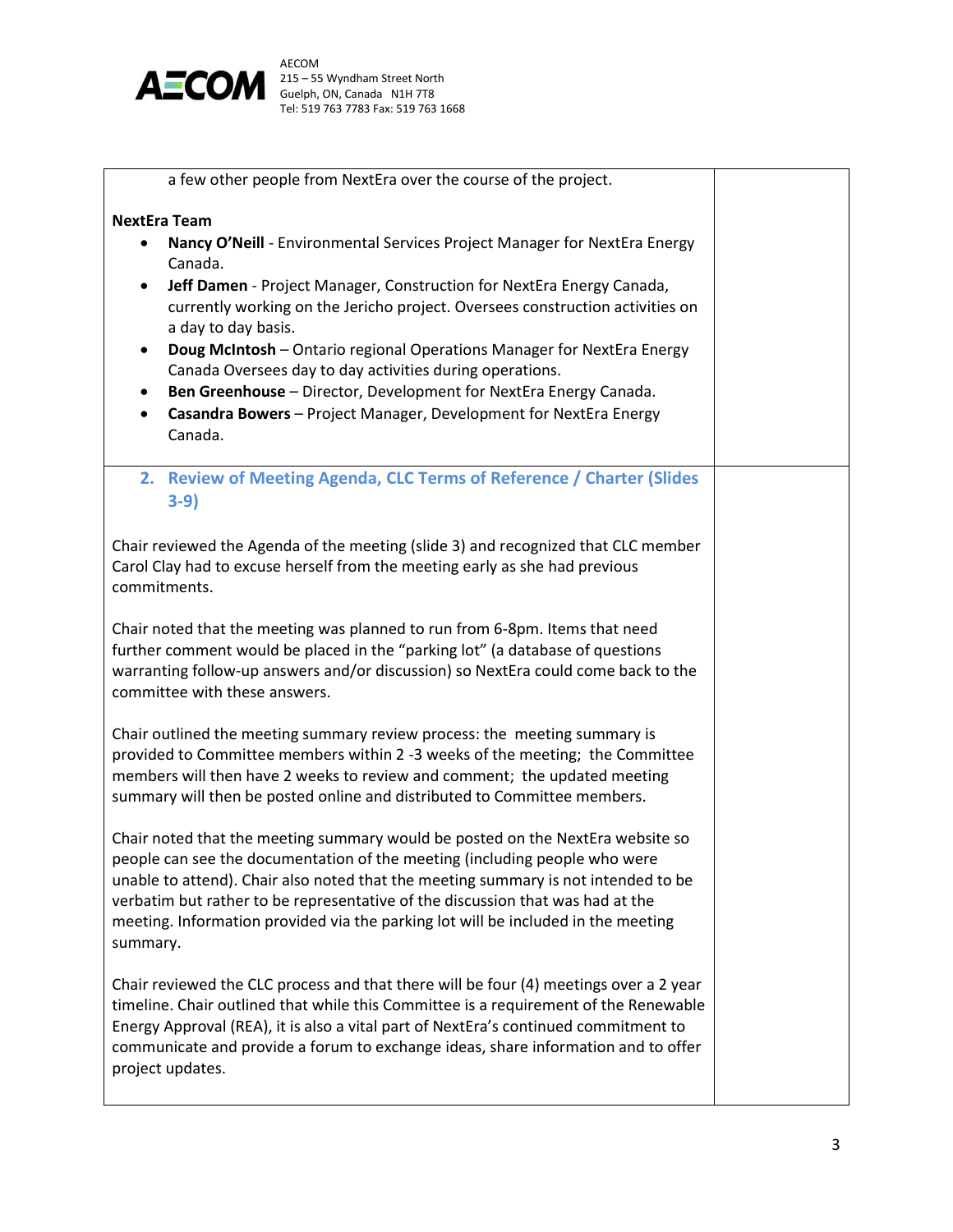a few other people from NextEra over the course of the project.

**NextEra Team**

- **Nancy O'Neill** - Environmental Services Project Manager for NextEra Energy Canada.
- **Jeff Damen** - Project Manager, Construction for NextEra Energy Canada, currently working on the Jericho project. Oversees construction activities on a day to day basis.
- **Doug McIntosh** – Ontario regional Operations Manager for NextEra Energy Canada Oversees day to day activities during operations.
- **Ben Greenhouse** – Director, Development for NextEra Energy Canada.
- **Casandra Bowers** – Project Manager, Development for NextEra Energy Canada.

## 2. Review of Meeting Agenda, CLC Terms of Reference / Charter (Slides 3-9)

Chair reviewed the Agenda of the meeting (slide 3) and recognized that CLC member Carol Clay had to excuse herself from the meeting early as she had previous commitments.

Chair noted that the meeting was planned to run from 6-8pm. Items that need further comment would be placed in the "parking lot" (a database of questions warranting follow-up answers and/or discussion) so NextEra could come back to the committee with these answers.

Chair outlined the meeting summary review process: the meeting summary is provided to Committee members within 2 -3 weeks of the meeting; the Committee members will then have 2 weeks to review and comment; the updated meeting summary will then be posted online and distributed to Committee members.

Chair noted that the meeting summary would be posted on the NextEra website so people can see the documentation of the meeting (including people who were unable to attend). Chair also noted that the meeting summary is not intended to be verbatim but rather to be representative of the discussion that was had at the meeting. Information provided via the parking lot will be included in the meeting summary.

Chair reviewed the CLC process and that there will be four (4) meetings over a 2 year timeline. Chair outlined that while this Committee is a requirement of the Renewable Energy Approval (REA), it is also a vital part of NextEra's continued commitment to communicate and provide a forum to exchange ideas, share information and to offer project updates.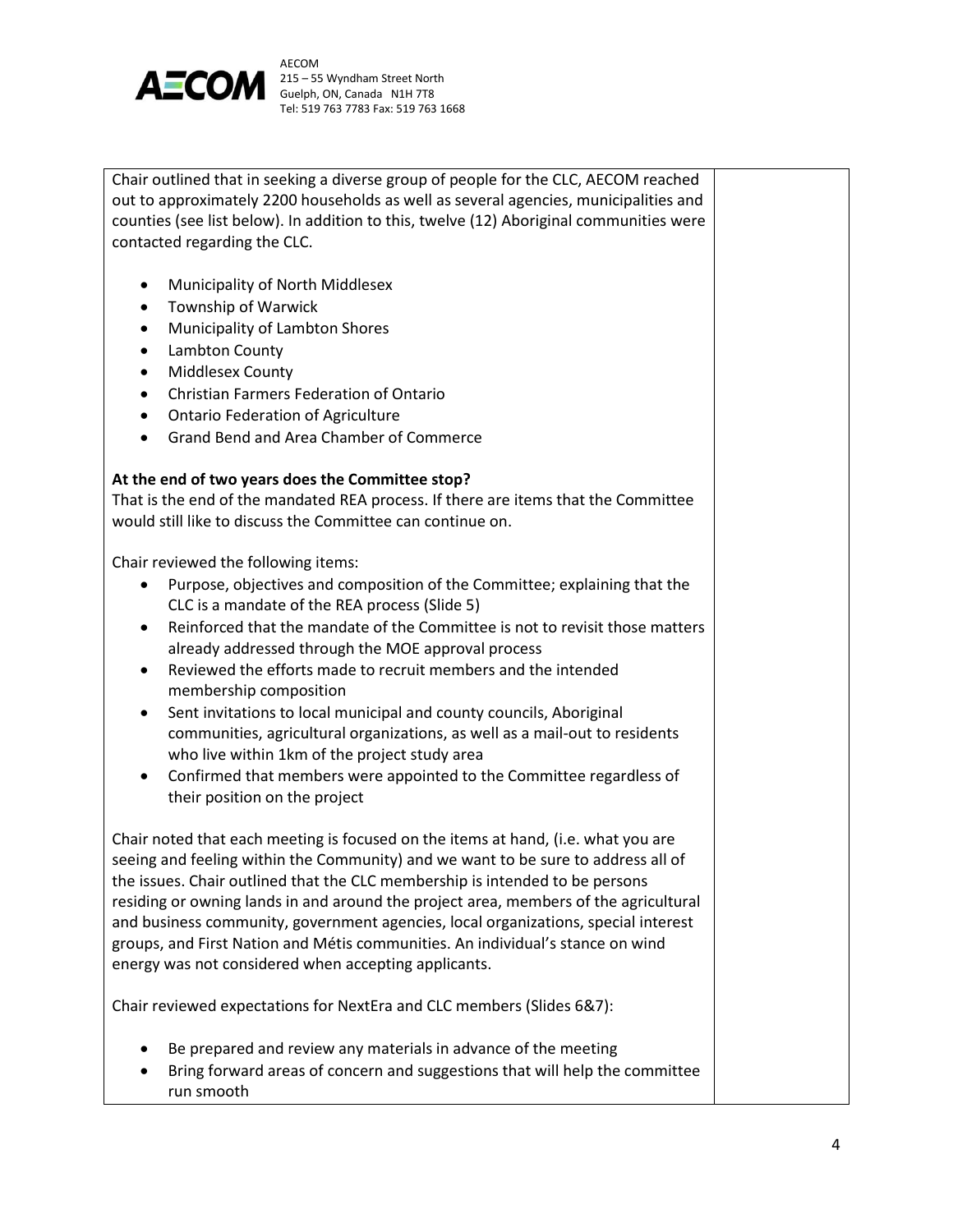Chair outlined that in seeking a diverse group of people for the CLC, AECOM reached out to approximately 2200 households as well as several agencies, municipalities and counties (see list below). In addition to this, twelve (12) Aboriginal communities were contacted regarding the CLC.

- Municipality of North Middlesex
- Township of Warwick
- Municipality of Lambton Shores
- Lambton County
- Middlesex County
- Christian Farmers Federation of Ontario
- Ontario Federation of Agriculture
- Grand Bend and Area Chamber of Commerce

**At the end of two years does the Committee stop?**

That is the end of the mandated REA process. If there are items that the Committee would still like to discuss the Committee can continue on.

Chair reviewed the following items:

- Purpose, objectives and composition of the Committee; explaining that the CLC is a mandate of the REA process (Slide 5)
- Reinforced that the mandate of the Committee is not to revisit those matters already addressed through the MOE approval process
- Reviewed the efforts made to recruit members and the intended membership composition
- Sent invitations to local municipal and county councils, Aboriginal communities, agricultural organizations, as well as a mail-out to residents who live within 1km of the project study area
- Confirmed that members were appointed to the Committee regardless of their position on the project

Chair noted that each meeting is focused on the items at hand, (i.e. what you are seeing and feeling within the Community) and we want to be sure to address all of the issues. Chair outlined that the CLC membership is intended to be persons residing or owning lands in and around the project area, members of the agricultural and business community, government agencies, local organizations, special interest groups, and First Nation and Métis communities. An individual's stance on wind energy was not considered when accepting applicants.

Chair reviewed expectations for NextEra and CLC members (Slides 6&7):

- Be prepared and review any materials in advance of the meeting
- Bring forward areas of concern and suggestions that will help the committee run smooth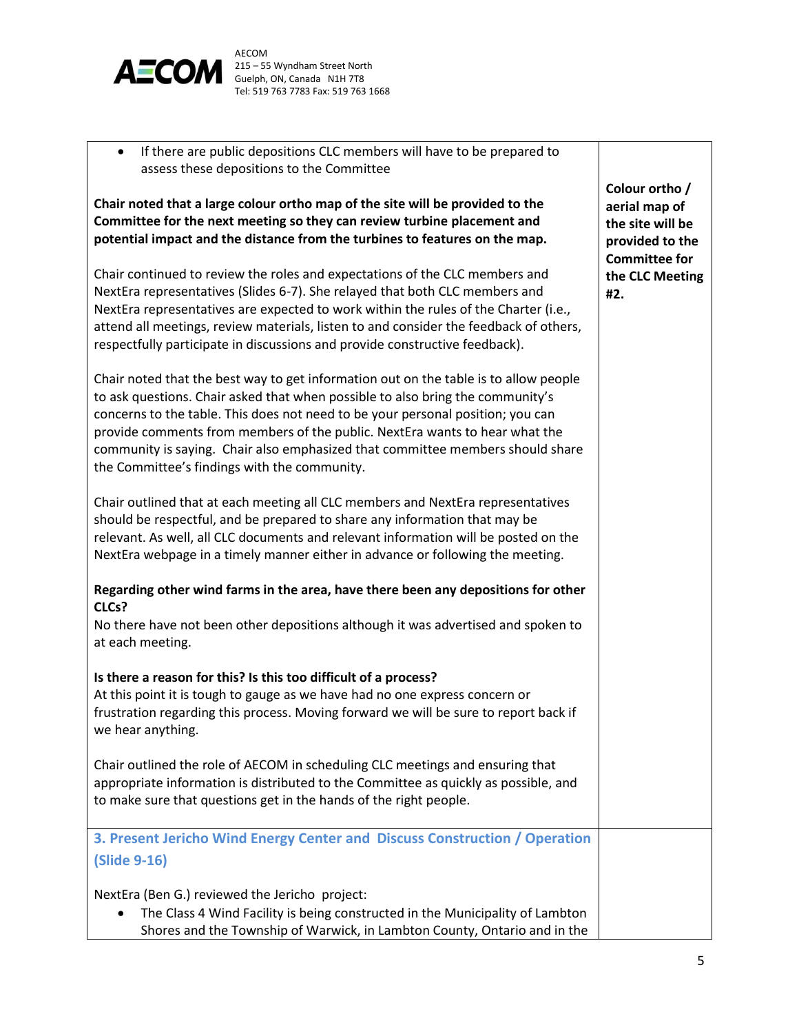| | |
|---|---|
| • If there are public depositions CLC members will have to be prepared to assess these depositions to the Committee<br><br>**Chair noted that a large colour ortho map of the site will be provided to the Committee for the next meeting so they can review turbine placement and potential impact and the distance from the turbines to features on the map.**<br><br>Chair continued to review the roles and expectations of the CLC members and NextEra representatives (Slides 6-7). She relayed that both CLC members and NextEra representatives are expected to work within the rules of the Charter (i.e., attend all meetings, review materials, listen to and consider the feedback of others, respectfully participate in discussions and provide constructive feedback).<br><br>Chair noted that the best way to get information out on the table is to allow people to ask questions. Chair asked that when possible to also bring the community's concerns to the table. This does not need to be your personal position; you can provide comments from members of the public. NextEra wants to hear what the community is saying. Chair also emphasized that committee members should share the Committee's findings with the community.<br><br>Chair outlined that at each meeting all CLC members and NextEra representatives should be respectful, and be prepared to share any information that may be relevant. As well, all CLC documents and relevant information will be posted on the NextEra webpage in a timely manner either in advance or following the meeting.<br><br>**Regarding other wind farms in the area, have there been any depositions for other CLCs?**<br>No there have not been other depositions although it was advertised and spoken to at each meeting.<br><br>**Is there a reason for this? Is this too difficult of a process?**<br>At this point it is tough to gauge as we have had no one express concern or frustration regarding this process. Moving forward we will be sure to report back if we hear anything.<br><br>Chair outlined the role of AECOM in scheduling CLC meetings and ensuring that appropriate information is distributed to the Committee as quickly as possible, and to make sure that questions get in the hands of the right people. | **Colour ortho / aerial map of the site will be provided to the Committee for the CLC Meeting #2.** |
| **3. Present Jericho Wind Energy Center and Discuss Construction / Operation (Slide 9-16)**<br><br>NextEra (Ben G.) reviewed the Jericho project:<br>• The Class 4 Wind Facility is being constructed in the Municipality of Lambton Shores and the Township of Warwick, in Lambton County, Ontario and in the | |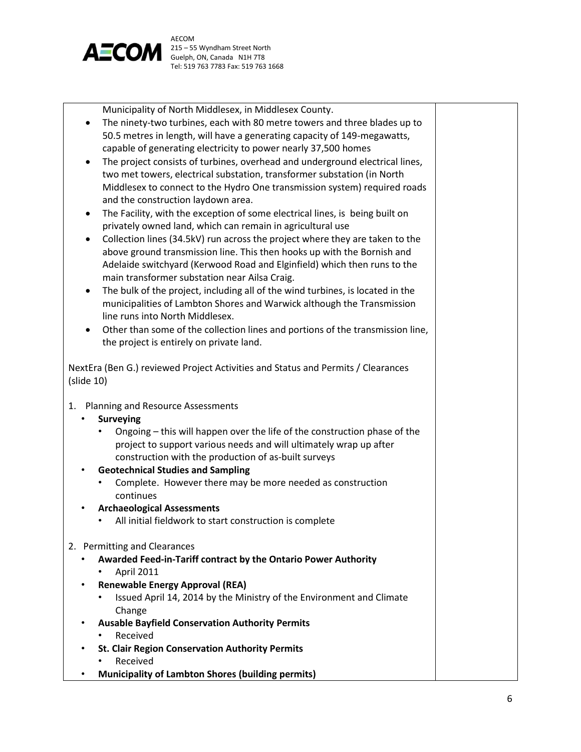Municipality of North Middlesex, in Middlesex County.

- The ninety-two turbines, each with 80 metre towers and three blades up to 50.5 metres in length, will have a generating capacity of 149-megawatts, capable of generating electricity to power nearly 37,500 homes
- The project consists of turbines, overhead and underground electrical lines, two met towers, electrical substation, transformer substation (in North Middlesex to connect to the Hydro One transmission system) required roads and the construction laydown area.
- The Facility, with the exception of some electrical lines, is being built on privately owned land, which can remain in agricultural use
- Collection lines (34.5kV) run across the project where they are taken to the above ground transmission line. This then hooks up with the Bornish and Adelaide switchyard (Kerwood Road and Elginfield) which then runs to the main transformer substation near Ailsa Craig.
- The bulk of the project, including all of the wind turbines, is located in the municipalities of Lambton Shores and Warwick although the Transmission line runs into North Middlesex.
- Other than some of the collection lines and portions of the transmission line, the project is entirely on private land.

NextEra (Ben G.) reviewed Project Activities and Status and Permits / Clearances (slide 10)

1. Planning and Resource Assessments
   - **Surveying**
     - Ongoing – this will happen over the life of the construction phase of the project to support various needs and will ultimately wrap up after construction with the production of as-built surveys
   - **Geotechnical Studies and Sampling**
     - Complete. However there may be more needed as construction continues
   - **Archaeological Assessments**
     - All initial fieldwork to start construction is complete

2. Permitting and Clearances
   - **Awarded Feed-in-Tariff contract by the Ontario Power Authority**
     - April 2011
   - **Renewable Energy Approval (REA)**
     - Issued April 14, 2014 by the Ministry of the Environment and Climate Change
   - **Ausable Bayfield Conservation Authority Permits**
     - Received
   - **St. Clair Region Conservation Authority Permits**
     - Received
   - **Municipality of Lambton Shores (building permits)**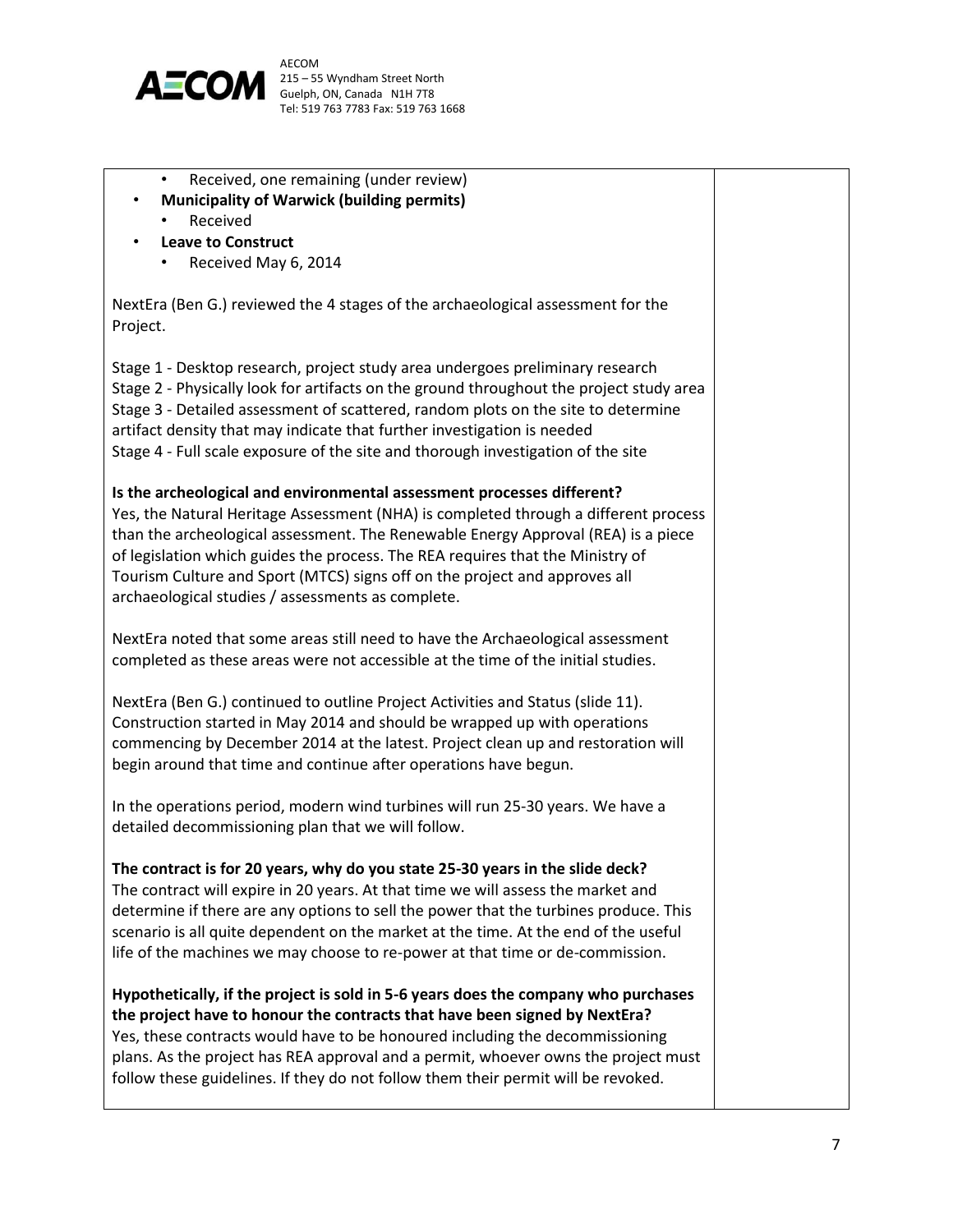- Received, one remaining (under review)
- **Municipality of Warwick (building permits)**
  - Received
- **Leave to Construct**
  - Received May 6, 2014

NextEra (Ben G.) reviewed the 4 stages of the archaeological assessment for the Project.

Stage 1 - Desktop research, project study area undergoes preliminary research
Stage 2 - Physically look for artifacts on the ground throughout the project study area
Stage 3 - Detailed assessment of scattered, random plots on the site to determine artifact density that may indicate that further investigation is needed
Stage 4 - Full scale exposure of the site and thorough investigation of the site

**Is the archeological and environmental assessment processes different?**
Yes, the Natural Heritage Assessment (NHA) is completed through a different process than the archeological assessment. The Renewable Energy Approval (REA) is a piece of legislation which guides the process. The REA requires that the Ministry of Tourism Culture and Sport (MTCS) signs off on the project and approves all archaeological studies / assessments as complete.

NextEra noted that some areas still need to have the Archaeological assessment completed as these areas were not accessible at the time of the initial studies.

NextEra (Ben G.) continued to outline Project Activities and Status (slide 11). Construction started in May 2014 and should be wrapped up with operations commencing by December 2014 at the latest. Project clean up and restoration will begin around that time and continue after operations have begun.

In the operations period, modern wind turbines will run 25-30 years. We have a detailed decommissioning plan that we will follow.

**The contract is for 20 years, why do you state 25-30 years in the slide deck?**
The contract will expire in 20 years. At that time we will assess the market and determine if there are any options to sell the power that the turbines produce. This scenario is all quite dependent on the market at the time. At the end of the useful life of the machines we may choose to re-power at that time or de-commission.

**Hypothetically, if the project is sold in 5-6 years does the company who purchases the project have to honour the contracts that have been signed by NextEra?**
Yes, these contracts would have to be honoured including the decommissioning plans. As the project has REA approval and a permit, whoever owns the project must follow these guidelines. If they do not follow them their permit will be revoked.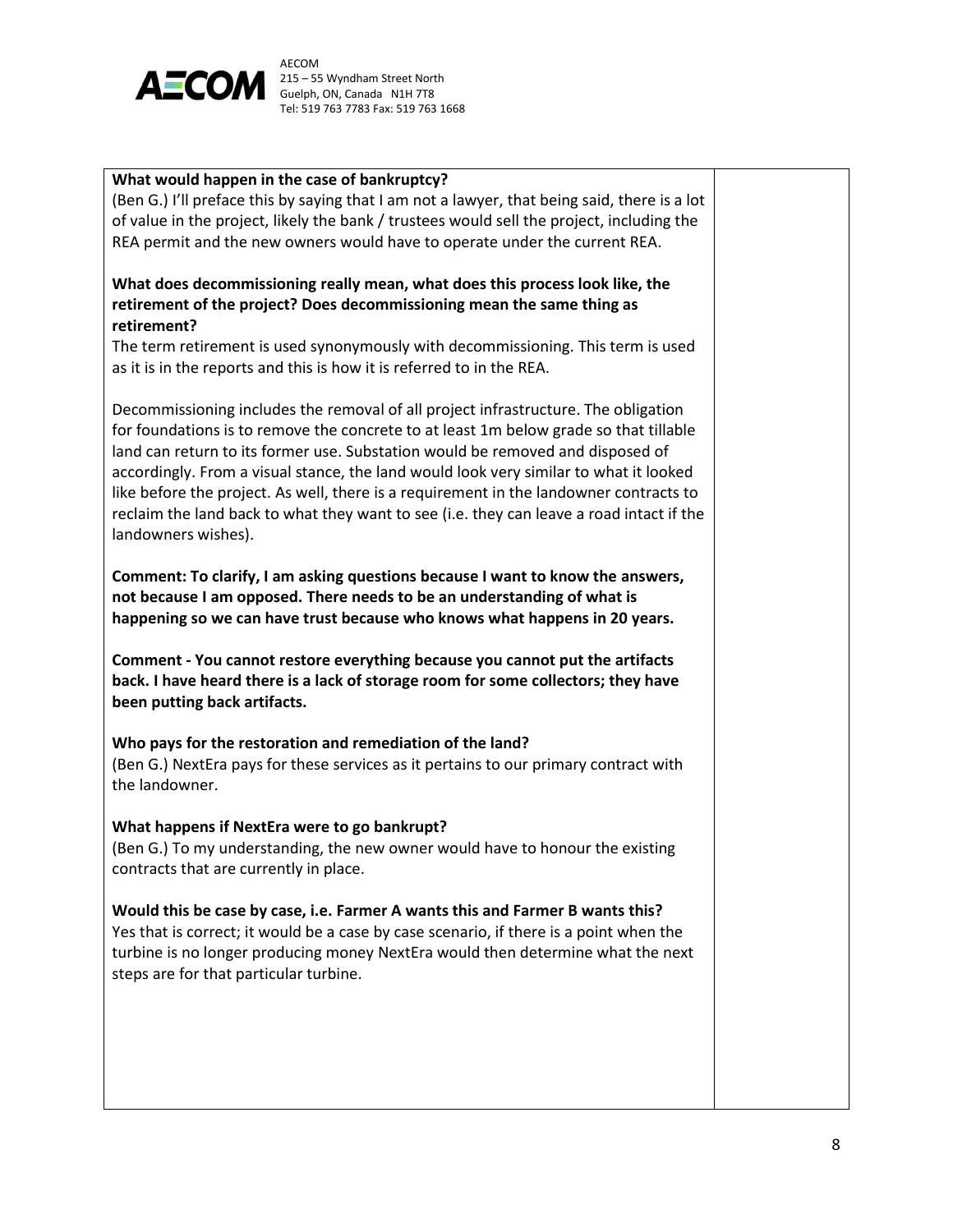**What would happen in the case of bankruptcy?**
(Ben G.) I'll preface this by saying that I am not a lawyer, that being said, there is a lot of value in the project, likely the bank / trustees would sell the project, including the REA permit and the new owners would have to operate under the current REA.

**What does decommissioning really mean, what does this process look like, the retirement of the project? Does decommissioning mean the same thing as retirement?**
The term retirement is used synonymously with decommissioning. This term is used as it is in the reports and this is how it is referred to in the REA.

Decommissioning includes the removal of all project infrastructure. The obligation for foundations is to remove the concrete to at least 1m below grade so that tillable land can return to its former use. Substation would be removed and disposed of accordingly. From a visual stance, the land would look very similar to what it looked like before the project. As well, there is a requirement in the landowner contracts to reclaim the land back to what they want to see (i.e. they can leave a road intact if the landowners wishes).

**Comment: To clarify, I am asking questions because I want to know the answers, not because I am opposed. There needs to be an understanding of what is happening so we can have trust because who knows what happens in 20 years.**

**Comment - You cannot restore everything because you cannot put the artifacts back. I have heard there is a lack of storage room for some collectors; they have been putting back artifacts.**

**Who pays for the restoration and remediation of the land?**
(Ben G.) NextEra pays for these services as it pertains to our primary contract with the landowner.

**What happens if NextEra were to go bankrupt?**
(Ben G.) To my understanding, the new owner would have to honour the existing contracts that are currently in place.

**Would this be case by case, i.e. Farmer A wants this and Farmer B wants this?**
Yes that is correct; it would be a case by case scenario, if there is a point when the turbine is no longer producing money NextEra would then determine what the next steps are for that particular turbine.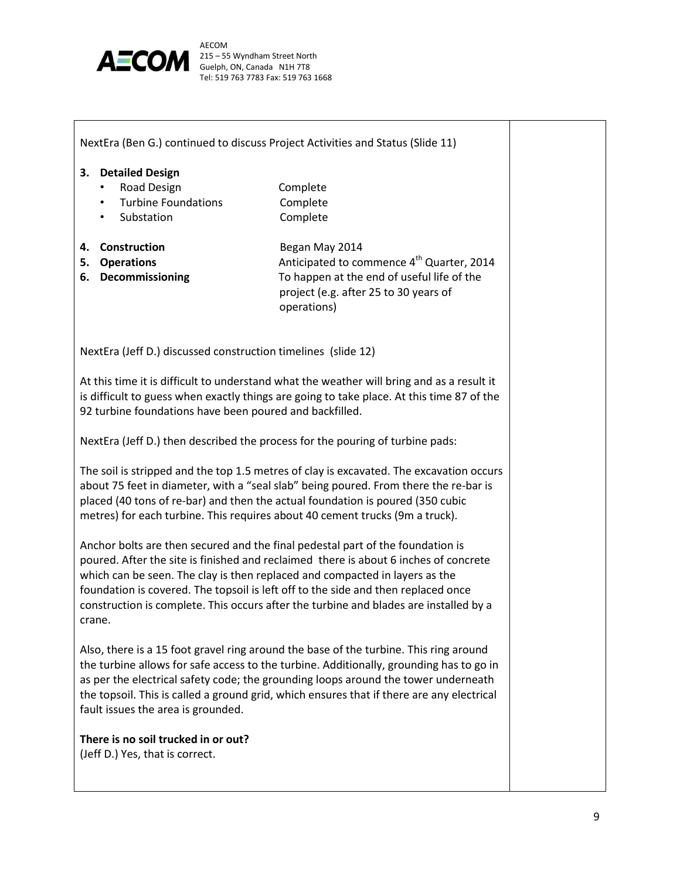NextEra (Ben G.) continued to discuss Project Activities and Status (Slide 11)

**3. Detailed Design**

- Road Design — Complete
- Turbine Foundations — Complete
- Substation — Complete

**4. Construction** — Began May 2014

**5. Operations** — Anticipated to commence 4th Quarter, 2014

**6. Decommissioning** — To happen at the end of useful life of the project (e.g. after 25 to 30 years of operations)

NextEra (Jeff D.) discussed construction timelines (slide 12)

At this time it is difficult to understand what the weather will bring and as a result it is difficult to guess when exactly things are going to take place. At this time 87 of the 92 turbine foundations have been poured and backfilled.

NextEra (Jeff D.) then described the process for the pouring of turbine pads:

The soil is stripped and the top 1.5 metres of clay is excavated. The excavation occurs about 75 feet in diameter, with a "seal slab" being poured. From there the re-bar is placed (40 tons of re-bar) and then the actual foundation is poured (350 cubic metres) for each turbine. This requires about 40 cement trucks (9m a truck).

Anchor bolts are then secured and the final pedestal part of the foundation is poured. After the site is finished and reclaimed there is about 6 inches of concrete which can be seen. The clay is then replaced and compacted in layers as the foundation is covered. The topsoil is left off to the side and then replaced once construction is complete. This occurs after the turbine and blades are installed by a crane.

Also, there is a 15 foot gravel ring around the base of the turbine. This ring around the turbine allows for safe access to the turbine. Additionally, grounding has to go in as per the electrical safety code; the grounding loops around the tower underneath the topsoil. This is called a ground grid, which ensures that if there are any electrical fault issues the area is grounded.

**There is no soil trucked in or out?**
(Jeff D.) Yes, that is correct.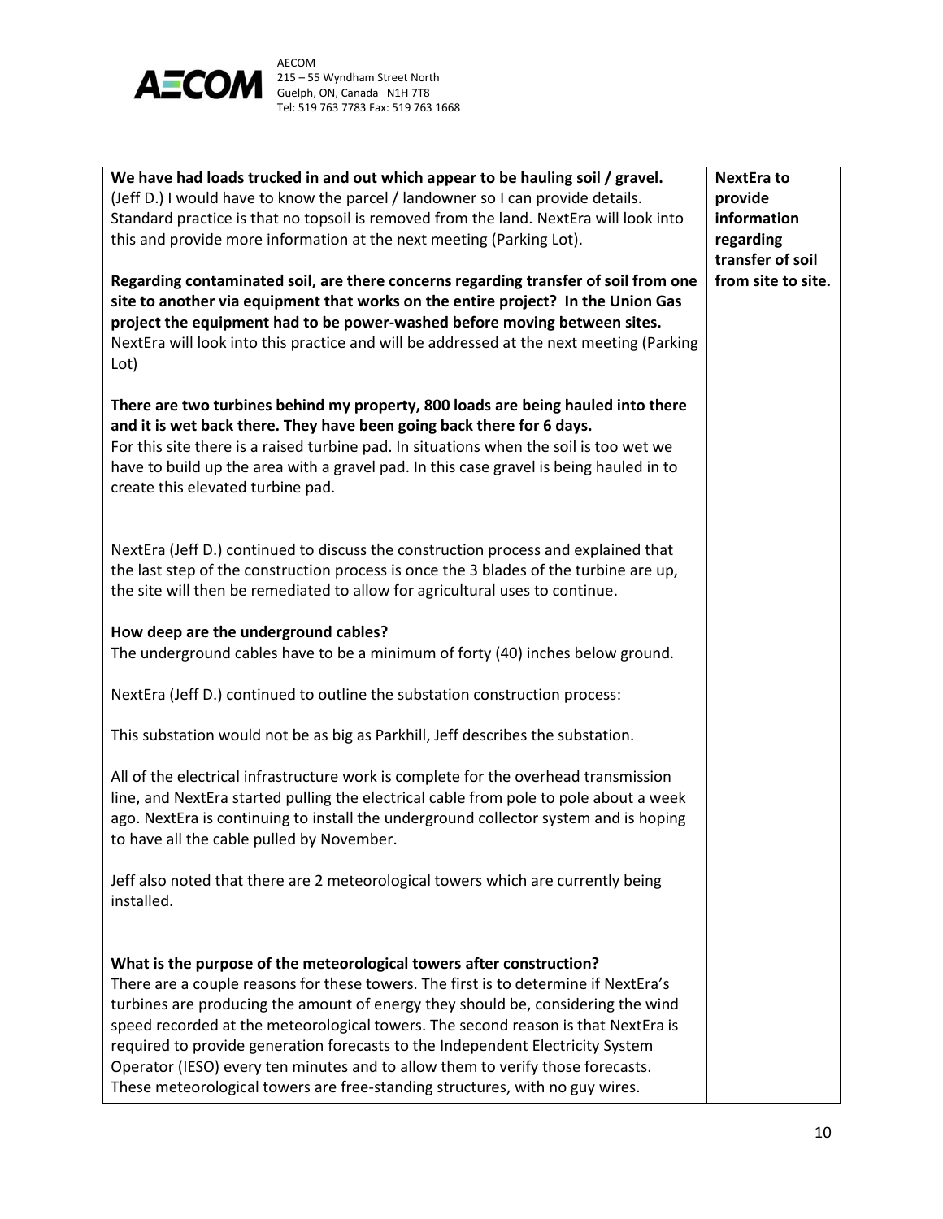| | |
|---|---|
| **We have had loads trucked in and out which appear to be hauling soil / gravel.**<br>(Jeff D.) I would have to know the parcel / landowner so I can provide details. Standard practice is that no topsoil is removed from the land. NextEra will look into this and provide more information at the next meeting (Parking Lot).<br><br>**Regarding contaminated soil, are there concerns regarding transfer of soil from one site to another via equipment that works on the entire project? In the Union Gas project the equipment had to be power-washed before moving between sites.**<br>NextEra will look into this practice and will be addressed at the next meeting (Parking Lot)<br><br>**There are two turbines behind my property, 800 loads are being hauled into there and it is wet back there. They have been going back there for 6 days.**<br>For this site there is a raised turbine pad. In situations when the soil is too wet we have to build up the area with a gravel pad. In this case gravel is being hauled in to create this elevated turbine pad.<br><br>NextEra (Jeff D.) continued to discuss the construction process and explained that the last step of the construction process is once the 3 blades of the turbine are up, the site will then be remediated to allow for agricultural uses to continue.<br><br>**How deep are the underground cables?**<br>The underground cables have to be a minimum of forty (40) inches below ground.<br><br>NextEra (Jeff D.) continued to outline the substation construction process:<br><br>This substation would not be as big as Parkhill, Jeff describes the substation.<br><br>All of the electrical infrastructure work is complete for the overhead transmission line, and NextEra started pulling the electrical cable from pole to pole about a week ago. NextEra is continuing to install the underground collector system and is hoping to have all the cable pulled by November.<br><br>Jeff also noted that there are 2 meteorological towers which are currently being installed.<br><br>**What is the purpose of the meteorological towers after construction?**<br>There are a couple reasons for these towers. The first is to determine if NextEra's turbines are producing the amount of energy they should be, considering the wind speed recorded at the meteorological towers. The second reason is that NextEra is required to provide generation forecasts to the Independent Electricity System Operator (IESO) every ten minutes and to allow them to verify those forecasts. These meteorological towers are free-standing structures, with no guy wires. | **NextEra to provide information regarding transfer of soil from site to site.** |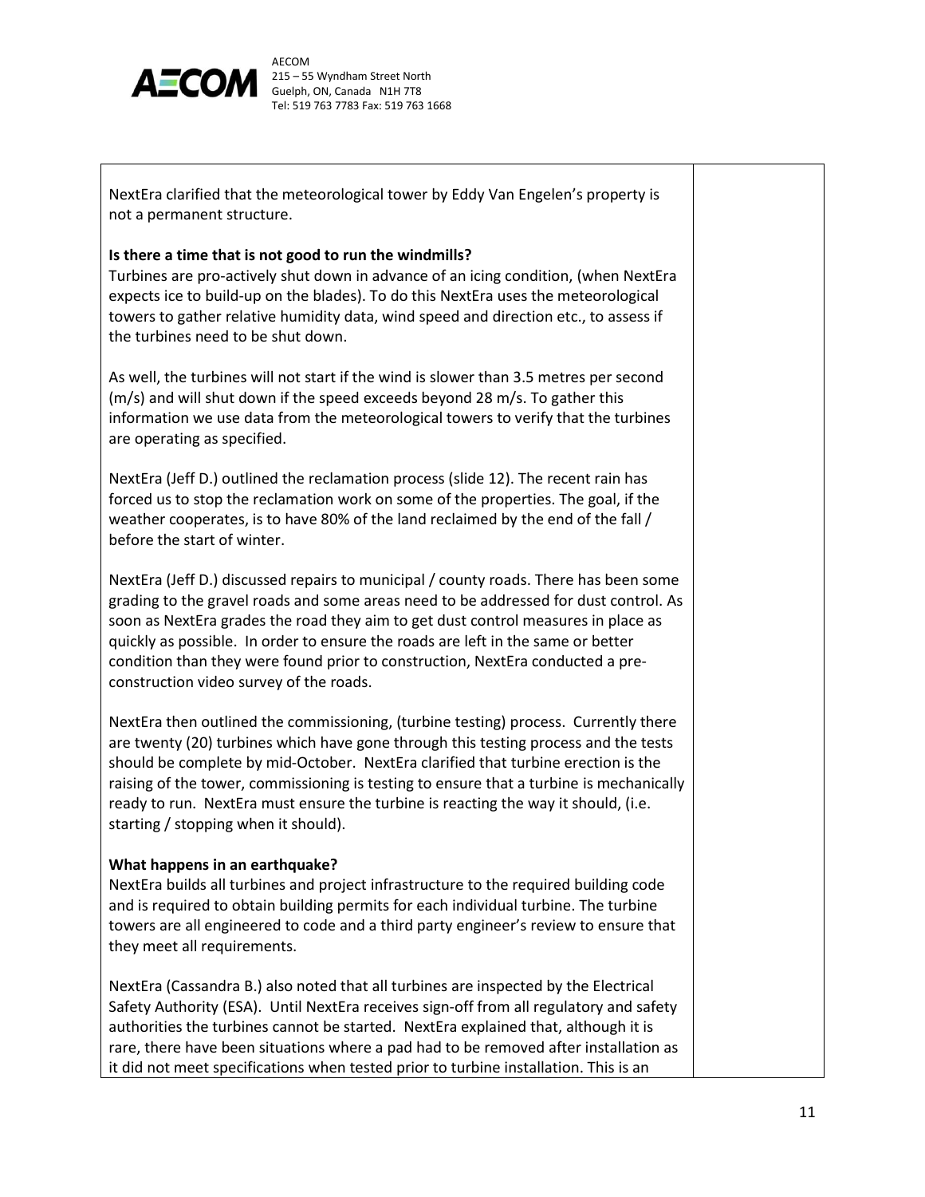NextEra clarified that the meteorological tower by Eddy Van Engelen's property is not a permanent structure.

**Is there a time that is not good to run the windmills?**

Turbines are pro-actively shut down in advance of an icing condition, (when NextEra expects ice to build-up on the blades). To do this NextEra uses the meteorological towers to gather relative humidity data, wind speed and direction etc., to assess if the turbines need to be shut down.

As well, the turbines will not start if the wind is slower than 3.5 metres per second (m/s) and will shut down if the speed exceeds beyond 28 m/s. To gather this information we use data from the meteorological towers to verify that the turbines are operating as specified.

NextEra (Jeff D.) outlined the reclamation process (slide 12). The recent rain has forced us to stop the reclamation work on some of the properties. The goal, if the weather cooperates, is to have 80% of the land reclaimed by the end of the fall / before the start of winter.

NextEra (Jeff D.) discussed repairs to municipal / county roads. There has been some grading to the gravel roads and some areas need to be addressed for dust control. As soon as NextEra grades the road they aim to get dust control measures in place as quickly as possible. In order to ensure the roads are left in the same or better condition than they were found prior to construction, NextEra conducted a pre-construction video survey of the roads.

NextEra then outlined the commissioning, (turbine testing) process. Currently there are twenty (20) turbines which have gone through this testing process and the tests should be complete by mid-October. NextEra clarified that turbine erection is the raising of the tower, commissioning is testing to ensure that a turbine is mechanically ready to run. NextEra must ensure the turbine is reacting the way it should, (i.e. starting / stopping when it should).

**What happens in an earthquake?**

NextEra builds all turbines and project infrastructure to the required building code and is required to obtain building permits for each individual turbine. The turbine towers are all engineered to code and a third party engineer's review to ensure that they meet all requirements.

NextEra (Cassandra B.) also noted that all turbines are inspected by the Electrical Safety Authority (ESA). Until NextEra receives sign-off from all regulatory and safety authorities the turbines cannot be started. NextEra explained that, although it is rare, there have been situations where a pad had to be removed after installation as it did not meet specifications when tested prior to turbine installation. This is an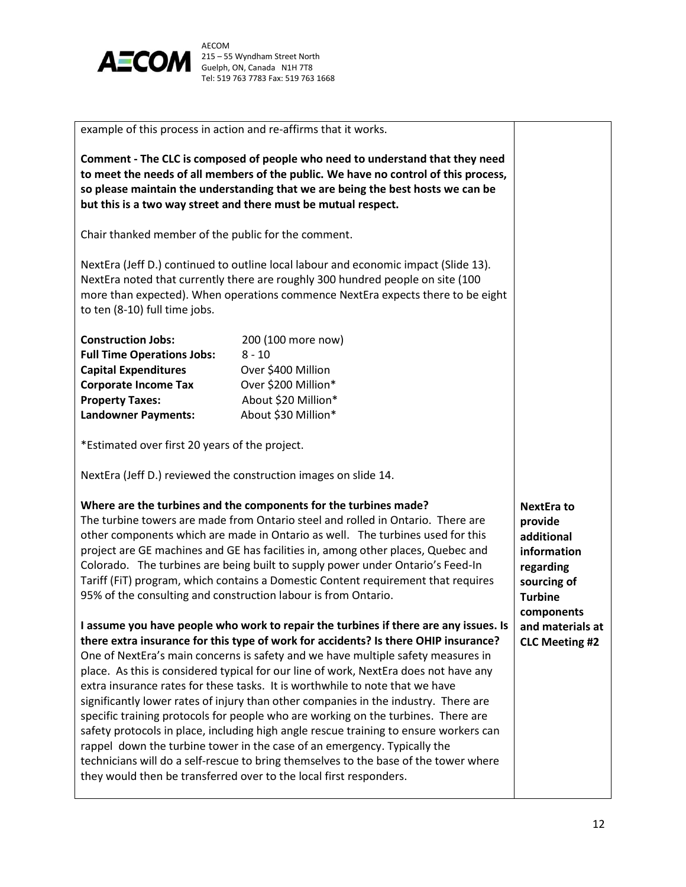| | |
|---|---|
| example of this process in action and re-affirms that it works.<br><br>**Comment - The CLC is composed of people who need to understand that they need to meet the needs of all members of the public. We have no control of this process, so please maintain the understanding that we are being the best hosts we can be but this is a two way street and there must be mutual respect.**<br><br>Chair thanked member of the public for the comment.<br><br>NextEra (Jeff D.) continued to outline local labour and economic impact (Slide 13). NextEra noted that currently there are roughly 300 hundred people on site (100 more than expected). When operations commence NextEra expects there to be eight to ten (8-10) full time jobs.<br><br>**Construction Jobs:** 200 (100 more now)<br>**Full Time Operations Jobs:** 8 - 10<br>**Capital Expenditures** Over $400 Million<br>**Corporate Income Tax** Over $200 Million*<br>**Property Taxes:** About $20 Million*<br>**Landowner Payments:** About $30 Million*<br><br>*Estimated over first 20 years of the project.<br><br>NextEra (Jeff D.) reviewed the construction images on slide 14. | |
| **Where are the turbines and the components for the turbines made?**<br>The turbine towers are made from Ontario steel and rolled in Ontario. There are other components which are made in Ontario as well. The turbines used for this project are GE machines and GE has facilities in, among other places, Quebec and Colorado. The turbines are being built to supply power under Ontario's Feed-In Tariff (FiT) program, which contains a Domestic Content requirement that requires 95% of the consulting and construction labour is from Ontario. | **NextEra to provide additional information regarding sourcing of Turbine components and materials at CLC Meeting #2** |
| **I assume you have people who work to repair the turbines if there are any issues. Is there extra insurance for this type of work for accidents? Is there OHIP insurance?**<br>One of NextEra's main concerns is safety and we have multiple safety measures in place. As this is considered typical for our line of work, NextEra does not have any extra insurance rates for these tasks. It is worthwhile to note that we have significantly lower rates of injury than other companies in the industry. There are specific training protocols for people who are working on the turbines. There are safety protocols in place, including high angle rescue training to ensure workers can rappel down the turbine tower in the case of an emergency. Typically the technicians will do a self-rescue to bring themselves to the base of the tower where they would then be transferred over to the local first responders. | |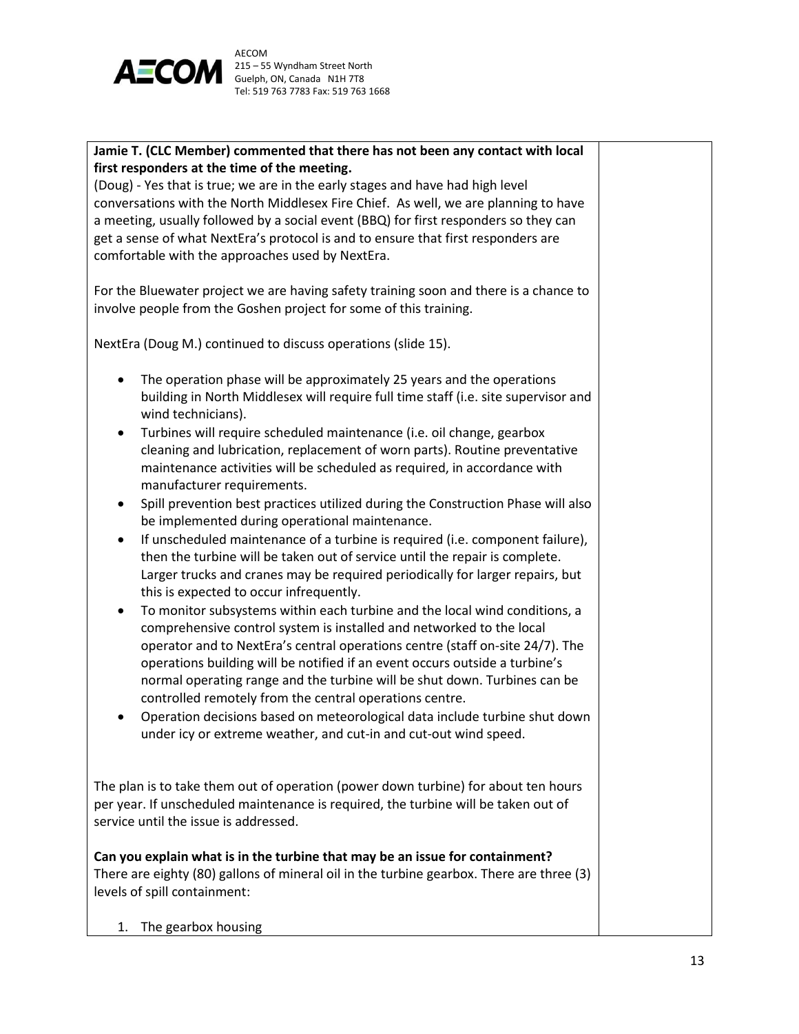| | |
|---|---|
| **Jamie T. (CLC Member) commented that there has not been any contact with local first responders at the time of the meeting.**<br>(Doug) - Yes that is true; we are in the early stages and have had high level conversations with the North Middlesex Fire Chief. As well, we are planning to have a meeting, usually followed by a social event (BBQ) for first responders so they can get a sense of what NextEra's protocol is and to ensure that first responders are comfortable with the approaches used by NextEra.<br><br>For the Bluewater project we are having safety training soon and there is a chance to involve people from the Goshen project for some of this training.<br><br>NextEra (Doug M.) continued to discuss operations (slide 15).<br><br>• The operation phase will be approximately 25 years and the operations building in North Middlesex will require full time staff (i.e. site supervisor and wind technicians).<br>• Turbines will require scheduled maintenance (i.e. oil change, gearbox cleaning and lubrication, replacement of worn parts). Routine preventative maintenance activities will be scheduled as required, in accordance with manufacturer requirements.<br>• Spill prevention best practices utilized during the Construction Phase will also be implemented during operational maintenance.<br>• If unscheduled maintenance of a turbine is required (i.e. component failure), then the turbine will be taken out of service until the repair is complete. Larger trucks and cranes may be required periodically for larger repairs, but this is expected to occur infrequently.<br>• To monitor subsystems within each turbine and the local wind conditions, a comprehensive control system is installed and networked to the local operator and to NextEra's central operations centre (staff on-site 24/7). The operations building will be notified if an event occurs outside a turbine's normal operating range and the turbine will be shut down. Turbines can be controlled remotely from the central operations centre.<br>• Operation decisions based on meteorological data include turbine shut down under icy or extreme weather, and cut-in and cut-out wind speed.<br><br>The plan is to take them out of operation (power down turbine) for about ten hours per year. If unscheduled maintenance is required, the turbine will be taken out of service until the issue is addressed.<br><br>**Can you explain what is in the turbine that may be an issue for containment?**<br>There are eighty (80) gallons of mineral oil in the turbine gearbox. There are three (3) levels of spill containment:<br><br>1. The gearbox housing | |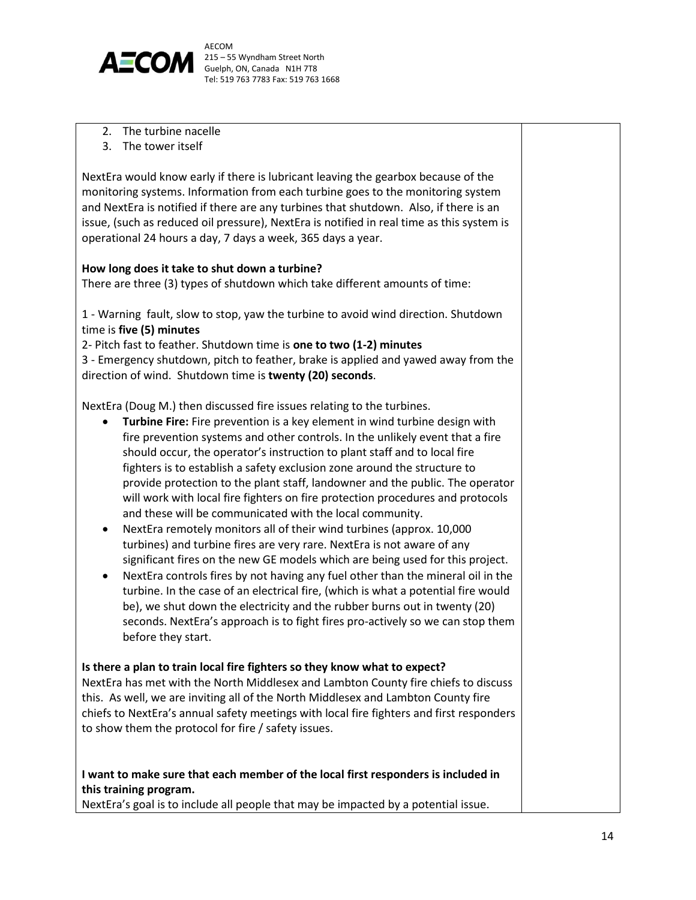2. The turbine nacelle
3. The tower itself

NextEra would know early if there is lubricant leaving the gearbox because of the monitoring systems. Information from each turbine goes to the monitoring system and NextEra is notified if there are any turbines that shutdown. Also, if there is an issue, (such as reduced oil pressure), NextEra is notified in real time as this system is operational 24 hours a day, 7 days a week, 365 days a year.

**How long does it take to shut down a turbine?**
There are three (3) types of shutdown which take different amounts of time:

1 - Warning fault, slow to stop, yaw the turbine to avoid wind direction. Shutdown time is **five (5) minutes**
2- Pitch fast to feather. Shutdown time is **one to two (1-2) minutes**
3 - Emergency shutdown, pitch to feather, brake is applied and yawed away from the direction of wind. Shutdown time is **twenty (20) seconds**.

NextEra (Doug M.) then discussed fire issues relating to the turbines.

- **Turbine Fire:** Fire prevention is a key element in wind turbine design with fire prevention systems and other controls. In the unlikely event that a fire should occur, the operator's instruction to plant staff and to local fire fighters is to establish a safety exclusion zone around the structure to provide protection to the plant staff, landowner and the public. The operator will work with local fire fighters on fire protection procedures and protocols and these will be communicated with the local community.
- NextEra remotely monitors all of their wind turbines (approx. 10,000 turbines) and turbine fires are very rare. NextEra is not aware of any significant fires on the new GE models which are being used for this project.
- NextEra controls fires by not having any fuel other than the mineral oil in the turbine. In the case of an electrical fire, (which is what a potential fire would be), we shut down the electricity and the rubber burns out in twenty (20) seconds. NextEra's approach is to fight fires pro-actively so we can stop them before they start.

**Is there a plan to train local fire fighters so they know what to expect?**
NextEra has met with the North Middlesex and Lambton County fire chiefs to discuss this. As well, we are inviting all of the North Middlesex and Lambton County fire chiefs to NextEra's annual safety meetings with local fire fighters and first responders to show them the protocol for fire / safety issues.

**I want to make sure that each member of the local first responders is included in this training program.**
NextEra's goal is to include all people that may be impacted by a potential issue.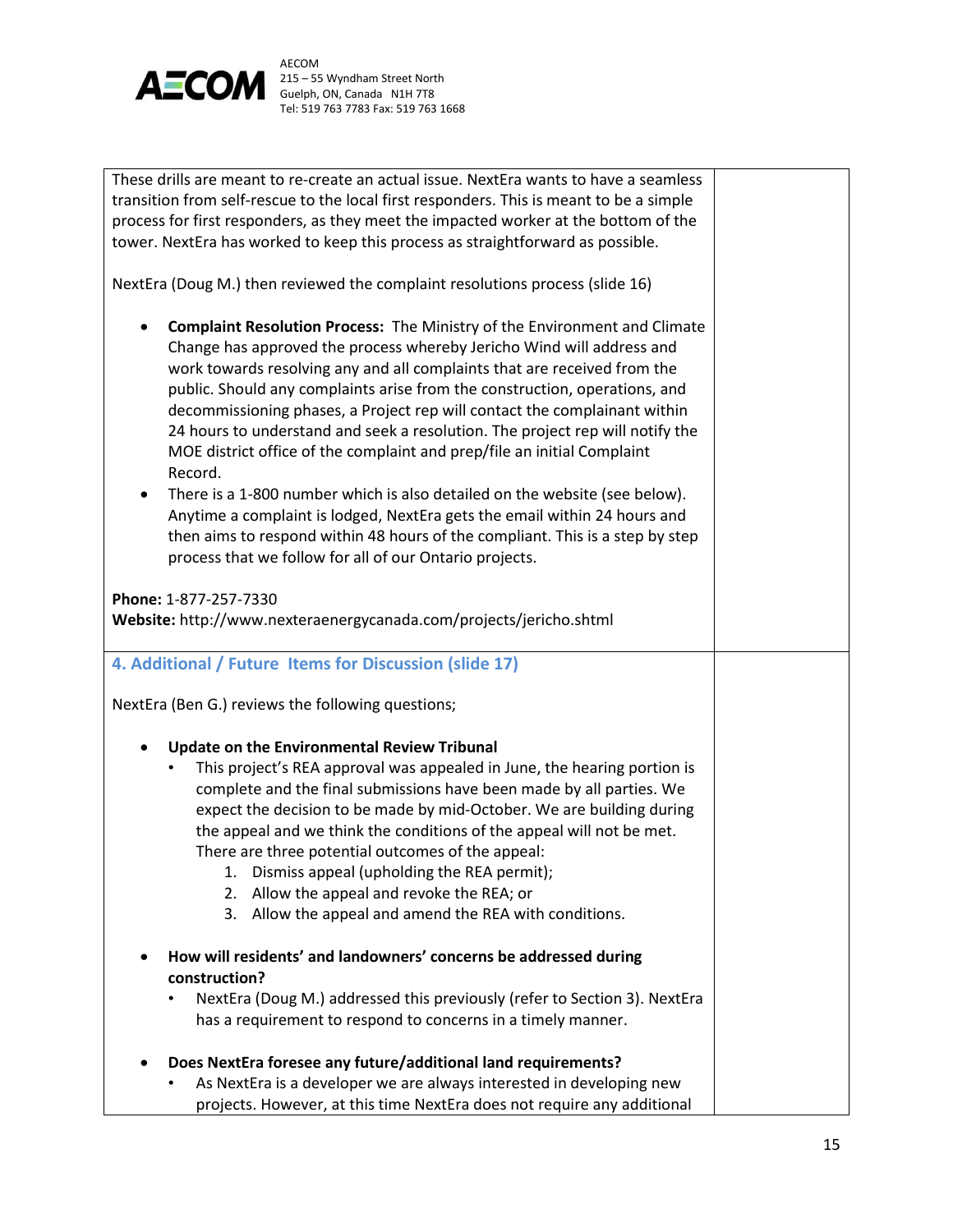| | |
|---|---|
| These drills are meant to re-create an actual issue. NextEra wants to have a seamless transition from self-rescue to the local first responders. This is meant to be a simple process for first responders, as they meet the impacted worker at the bottom of the tower. NextEra has worked to keep this process as straightforward as possible.<br><br>NextEra (Doug M.) then reviewed the complaint resolutions process (slide 16)<br><br>• **Complaint Resolution Process:** The Ministry of the Environment and Climate Change has approved the process whereby Jericho Wind will address and work towards resolving any and all complaints that are received from the public. Should any complaints arise from the construction, operations, and decommissioning phases, a Project rep will contact the complainant within 24 hours to understand and seek a resolution. The project rep will notify the MOE district office of the complaint and prep/file an initial Complaint Record.<br>• There is a 1-800 number which is also detailed on the website (see below). Anytime a complaint is lodged, NextEra gets the email within 24 hours and then aims to respond within 48 hours of the compliant. This is a step by step process that we follow for all of our Ontario projects.<br><br>**Phone:** 1-877-257-7330<br>**Website:** http://www.nexteraenergycanada.com/projects/jericho.shtml | |
| **4. Additional / Future Items for Discussion (slide 17)**<br><br>NextEra (Ben G.) reviews the following questions;<br><br>• **Update on the Environmental Review Tribunal**<br>&nbsp;&nbsp;&nbsp;&nbsp;• This project's REA approval was appealed in June, the hearing portion is complete and the final submissions have been made by all parties. We expect the decision to be made by mid-October. We are building during the appeal and we think the conditions of the appeal will not be met. There are three potential outcomes of the appeal:<br>&nbsp;&nbsp;&nbsp;&nbsp;&nbsp;&nbsp;&nbsp;&nbsp;1. Dismiss appeal (upholding the REA permit);<br>&nbsp;&nbsp;&nbsp;&nbsp;&nbsp;&nbsp;&nbsp;&nbsp;2. Allow the appeal and revoke the REA; or<br>&nbsp;&nbsp;&nbsp;&nbsp;&nbsp;&nbsp;&nbsp;&nbsp;3. Allow the appeal and amend the REA with conditions.<br><br>• **How will residents' and landowners' concerns be addressed during construction?**<br>&nbsp;&nbsp;&nbsp;&nbsp;• NextEra (Doug M.) addressed this previously (refer to Section 3). NextEra has a requirement to respond to concerns in a timely manner.<br><br>• **Does NextEra foresee any future/additional land requirements?**<br>&nbsp;&nbsp;&nbsp;&nbsp;• As NextEra is a developer we are always interested in developing new projects. However, at this time NextEra does not require any additional | |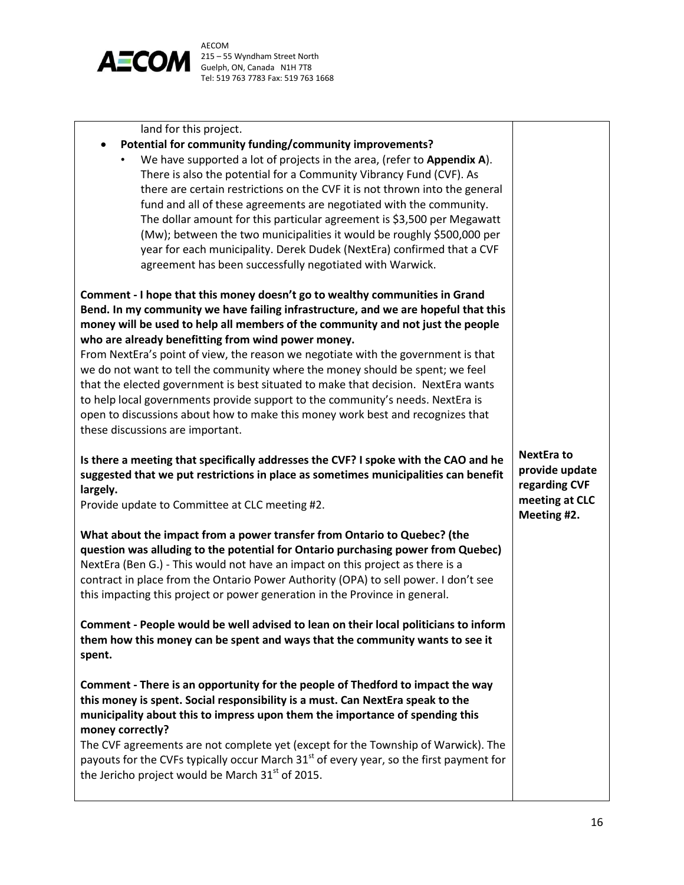| | |
|---|---|
| land for this project.<br>• **Potential for community funding/community improvements?**<br>  ◦ We have supported a lot of projects in the area, (refer to **Appendix A**). There is also the potential for a Community Vibrancy Fund (CVF). As there are certain restrictions on the CVF it is not thrown into the general fund and all of these agreements are negotiated with the community. The dollar amount for this particular agreement is \$3,500 per Megawatt (Mw); between the two municipalities it would be roughly \$500,000 per year for each municipality. Derek Dudek (NextEra) confirmed that a CVF agreement has been successfully negotiated with Warwick.<br><br>**Comment - I hope that this money doesn't go to wealthy communities in Grand Bend. In my community we have failing infrastructure, and we are hopeful that this money will be used to help all members of the community and not just the people who are already benefitting from wind power money.**<br>From NextEra's point of view, the reason we negotiate with the government is that we do not want to tell the community where the money should be spent; we feel that the elected government is best situated to make that decision. NextEra wants to help local governments provide support to the community's needs. NextEra is open to discussions about how to make this money work best and recognizes that these discussions are important. | |
| **Is there a meeting that specifically addresses the CVF? I spoke with the CAO and he suggested that we put restrictions in place as sometimes municipalities can benefit largely.**<br>Provide update to Committee at CLC meeting #2. | **NextEra to provide update regarding CVF meeting at CLC Meeting #2.** |
| **What about the impact from a power transfer from Ontario to Quebec? (the question was alluding to the potential for Ontario purchasing power from Quebec)**<br>NextEra (Ben G.) - This would not have an impact on this project as there is a contract in place from the Ontario Power Authority (OPA) to sell power. I don't see this impacting this project or power generation in the Province in general.<br><br>**Comment - People would be well advised to lean on their local politicians to inform them how this money can be spent and ways that the community wants to see it spent.**<br><br>**Comment - There is an opportunity for the people of Thedford to impact the way this money is spent. Social responsibility is a must. Can NextEra speak to the municipality about this to impress upon them the importance of spending this money correctly?**<br>The CVF agreements are not complete yet (except for the Township of Warwick). The payouts for the CVFs typically occur March 31st of every year, so the first payment for the Jericho project would be March 31st of 2015. | |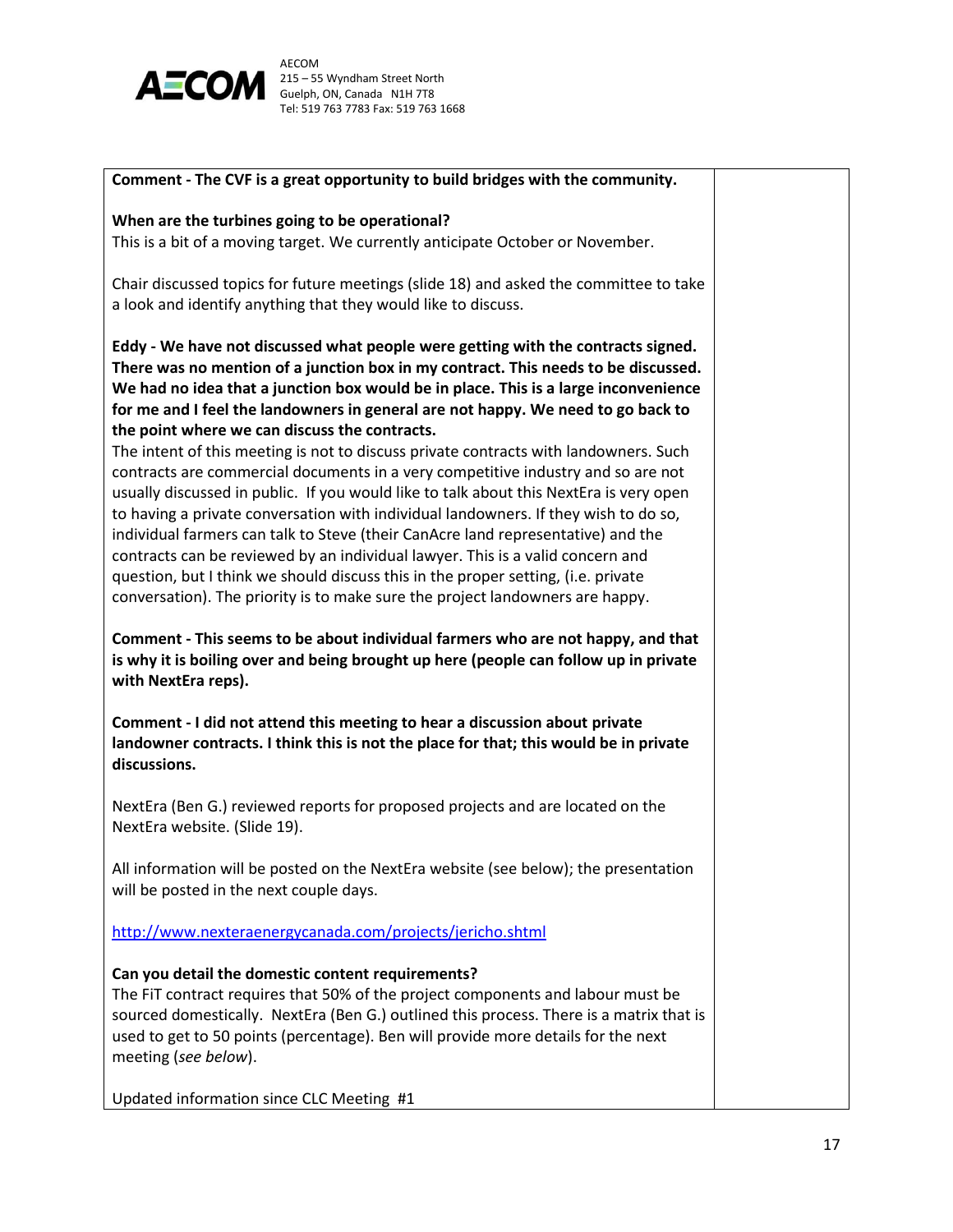| | |
|---|---|
| **Comment - The CVF is a great opportunity to build bridges with the community.**<br><br>**When are the turbines going to be operational?**<br>This is a bit of a moving target. We currently anticipate October or November.<br><br>Chair discussed topics for future meetings (slide 18) and asked the committee to take a look and identify anything that they would like to discuss.<br><br>**Eddy - We have not discussed what people were getting with the contracts signed. There was no mention of a junction box in my contract. This needs to be discussed. We had no idea that a junction box would be in place. This is a large inconvenience for me and I feel the landowners in general are not happy. We need to go back to the point where we can discuss the contracts.**<br>The intent of this meeting is not to discuss private contracts with landowners. Such contracts are commercial documents in a very competitive industry and so are not usually discussed in public. If you would like to talk about this NextEra is very open to having a private conversation with individual landowners. If they wish to do so, individual farmers can talk to Steve (their CanAcre land representative) and the contracts can be reviewed by an individual lawyer. This is a valid concern and question, but I think we should discuss this in the proper setting, (i.e. private conversation). The priority is to make sure the project landowners are happy.<br><br>**Comment - This seems to be about individual farmers who are not happy, and that is why it is boiling over and being brought up here (people can follow up in private with NextEra reps).**<br><br>**Comment - I did not attend this meeting to hear a discussion about private landowner contracts. I think this is not the place for that; this would be in private discussions.**<br><br>NextEra (Ben G.) reviewed reports for proposed projects and are located on the NextEra website. (Slide 19).<br><br>All information will be posted on the NextEra website (see below); the presentation will be posted in the next couple days.<br><br>[http://www.nexteraenergycanada.com/projects/jericho.shtml](http://www.nexteraenergycanada.com/projects/jericho.shtml)<br><br>**Can you detail the domestic content requirements?**<br>The FiT contract requires that 50% of the project components and labour must be sourced domestically. NextEra (Ben G.) outlined this process. There is a matrix that is used to get to 50 points (percentage). Ben will provide more details for the next meeting (*see below*).<br><br>Updated information since CLC Meeting #1 | |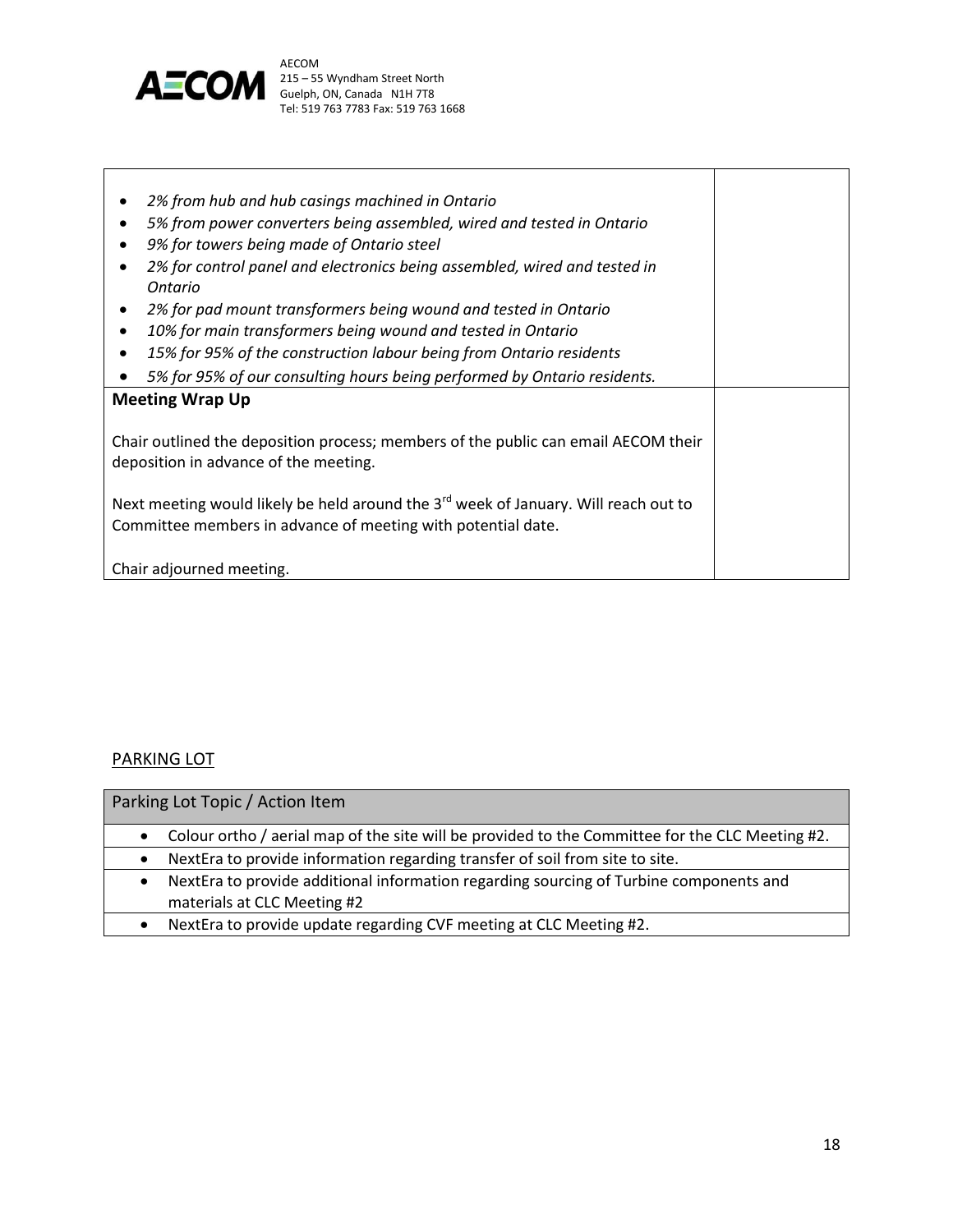| | |
|---|---|
| • *2% from hub and hub casings machined in Ontario*<br>• *5% from power converters being assembled, wired and tested in Ontario*<br>• *9% for towers being made of Ontario steel*<br>• *2% for control panel and electronics being assembled, wired and tested in Ontario*<br>• *2% for pad mount transformers being wound and tested in Ontario*<br>• *10% for main transformers being wound and tested in Ontario*<br>• *15% for 95% of the construction labour being from Ontario residents*<br>• *5% for 95% of our consulting hours being performed by Ontario residents.* | |
| **Meeting Wrap Up**<br><br>Chair outlined the deposition process; members of the public can email AECOM their deposition in advance of the meeting.<br><br>Next meeting would likely be held around the 3rd week of January. Will reach out to Committee members in advance of meeting with potential date.<br><br>Chair adjourned meeting. | |

## PARKING LOT

| Parking Lot Topic / Action Item |
|---|
| • Colour ortho / aerial map of the site will be provided to the Committee for the CLC Meeting #2. |
| • NextEra to provide information regarding transfer of soil from site to site. |
| • NextEra to provide additional information regarding sourcing of Turbine components and materials at CLC Meeting #2 |
| • NextEra to provide update regarding CVF meeting at CLC Meeting #2. |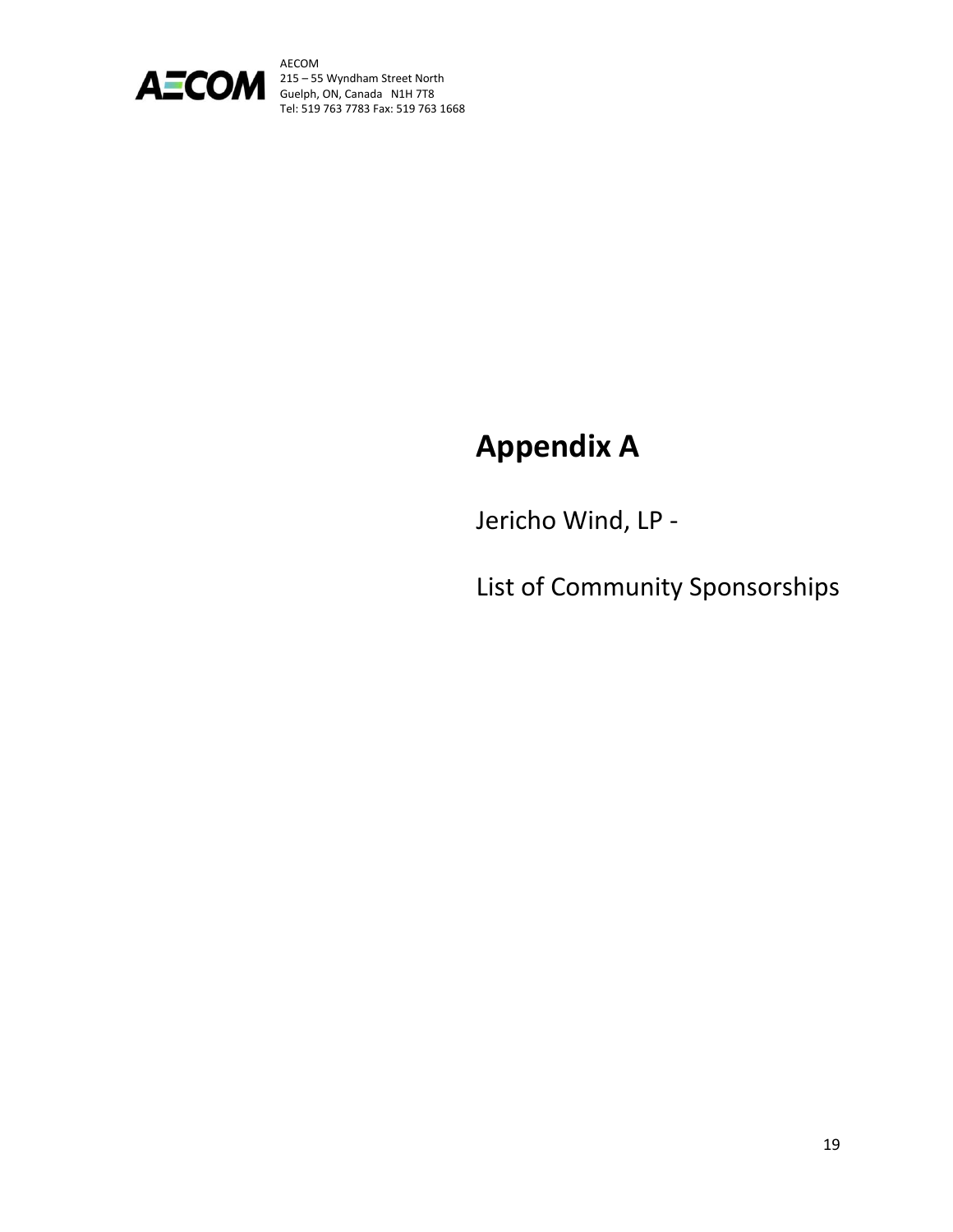AECOM
215 – 55 Wyndham Street North
Guelph, ON, Canada N1H 7T8
Tel: 519 763 7783 Fax: 519 763 1668

# Appendix A

Jericho Wind, LP -

List of Community Sponsorships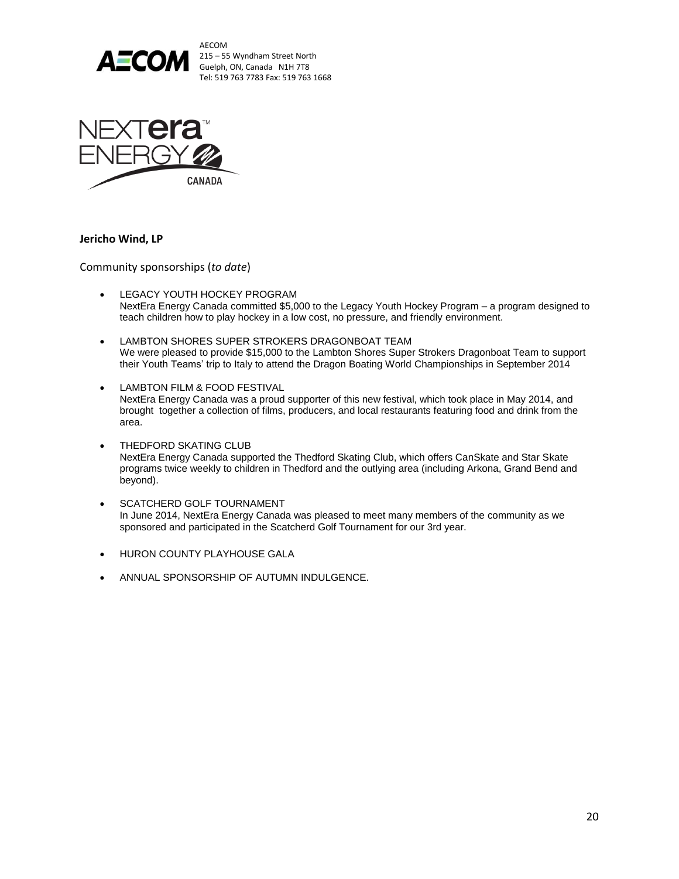AECOM
215 – 55 Wyndham Street North
Guelph, ON, Canada N1H 7T8
Tel: 519 763 7783 Fax: 519 763 1668

**Jericho Wind, LP**

Community sponsorships (*to date*)

- LEGACY YOUTH HOCKEY PROGRAM
  NextEra Energy Canada committed $5,000 to the Legacy Youth Hockey Program – a program designed to teach children how to play hockey in a low cost, no pressure, and friendly environment.

- LAMBTON SHORES SUPER STROKERS DRAGONBOAT TEAM
  We were pleased to provide $15,000 to the Lambton Shores Super Strokers Dragonboat Team to support their Youth Teams' trip to Italy to attend the Dragon Boating World Championships in September 2014

- LAMBTON FILM & FOOD FESTIVAL
  NextEra Energy Canada was a proud supporter of this new festival, which took place in May 2014, and brought together a collection of films, producers, and local restaurants featuring food and drink from the area.

- THEDFORD SKATING CLUB
  NextEra Energy Canada supported the Thedford Skating Club, which offers CanSkate and Star Skate programs twice weekly to children in Thedford and the outlying area (including Arkona, Grand Bend and beyond).

- SCATCHERD GOLF TOURNAMENT
  In June 2014, NextEra Energy Canada was pleased to meet many members of the community as we sponsored and participated in the Scatcherd Golf Tournament for our 3rd year.

- HURON COUNTY PLAYHOUSE GALA

- ANNUAL SPONSORSHIP OF AUTUMN INDULGENCE.